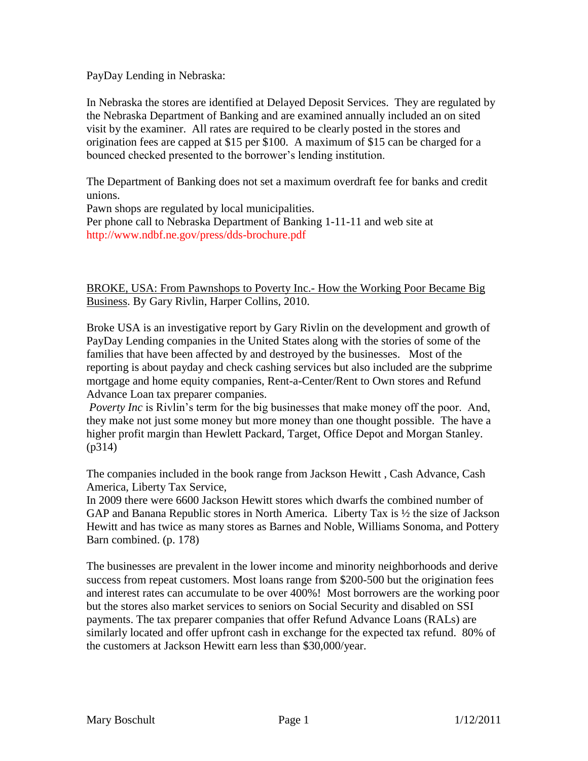PayDay Lending in Nebraska:

In Nebraska the stores are identified at Delayed Deposit Services. They are regulated by the Nebraska Department of Banking and are examined annually included an on sited visit by the examiner. All rates are required to be clearly posted in the stores and origination fees are capped at $15 per $100. A maximum of $15 can be charged for a bounced checked presented to the borrower's lending institution.

The Department of Banking does not set a maximum overdraft fee for banks and credit unions.

Pawn shops are regulated by local municipalities.

Per phone call to Nebraska Department of Banking 1-11-11 and web site at http://www.ndbf.ne.gov/press/dds-brochure.pdf

<u>BROKE, USA: From Pawnshops to Poverty Inc.- How the Working Poor Became Big Business</u>. By Gary Rivlin, Harper Collins, 2010.

Broke USA is an investigative report by Gary Rivlin on the development and growth of PayDay Lending companies in the United States along with the stories of some of the families that have been affected by and destroyed by the businesses. Most of the reporting is about payday and check cashing services but also included are the subprime mortgage and home equity companies, Rent-a-Center/Rent to Own stores and Refund Advance Loan tax preparer companies.

*Poverty Inc* is Rivlin's term for the big businesses that make money off the poor. And, they make not just some money but more money than one thought possible. The have a higher profit margin than Hewlett Packard, Target, Office Depot and Morgan Stanley. (p314)

The companies included in the book range from Jackson Hewitt , Cash Advance, Cash America, Liberty Tax Service,

In 2009 there were 6600 Jackson Hewitt stores which dwarfs the combined number of GAP and Banana Republic stores in North America. Liberty Tax is ½ the size of Jackson Hewitt and has twice as many stores as Barnes and Noble, Williams Sonoma, and Pottery Barn combined. (p. 178)

The businesses are prevalent in the lower income and minority neighborhoods and derive success from repeat customers. Most loans range from $200-500 but the origination fees and interest rates can accumulate to be over 400%! Most borrowers are the working poor but the stores also market services to seniors on Social Security and disabled on SSI payments. The tax preparer companies that offer Refund Advance Loans (RALs) are similarly located and offer upfront cash in exchange for the expected tax refund. 80% of the customers at Jackson Hewitt earn less than $30,000/year.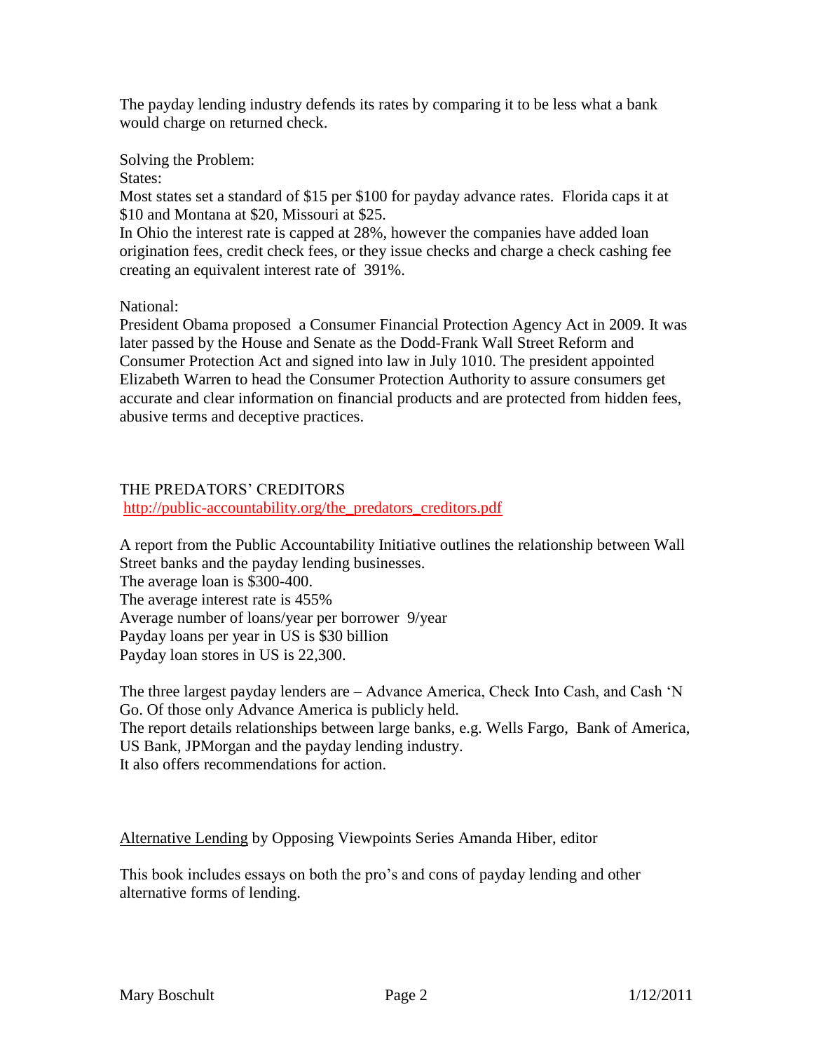The payday lending industry defends its rates by comparing it to be less what a bank would charge on returned check.

Solving the Problem:

States:

Most states set a standard of $15 per $100 for payday advance rates. Florida caps it at $10 and Montana at $20, Missouri at $25.

In Ohio the interest rate is capped at 28%, however the companies have added loan origination fees, credit check fees, or they issue checks and charge a check cashing fee creating an equivalent interest rate of 391%.

National:

President Obama proposed a Consumer Financial Protection Agency Act in 2009. It was later passed by the House and Senate as the Dodd-Frank Wall Street Reform and Consumer Protection Act and signed into law in July 1010. The president appointed Elizabeth Warren to head the Consumer Protection Authority to assure consumers get accurate and clear information on financial products and are protected from hidden fees, abusive terms and deceptive practices.

THE PREDATORS' CREDITORS

http://public-accountability.org/the_predators_creditors.pdf

A report from the Public Accountability Initiative outlines the relationship between Wall Street banks and the payday lending businesses.

The average loan is $300-400.

The average interest rate is 455%

Average number of loans/year per borrower 9/year

Payday loans per year in US is $30 billion

Payday loan stores in US is 22,300.

The three largest payday lenders are – Advance America, Check Into Cash, and Cash 'N Go. Of those only Advance America is publicly held.

The report details relationships between large banks, e.g. Wells Fargo, Bank of America, US Bank, JPMorgan and the payday lending industry.

It also offers recommendations for action.

Alternative Lending by Opposing Viewpoints Series Amanda Hiber, editor

This book includes essays on both the pro's and cons of payday lending and other alternative forms of lending.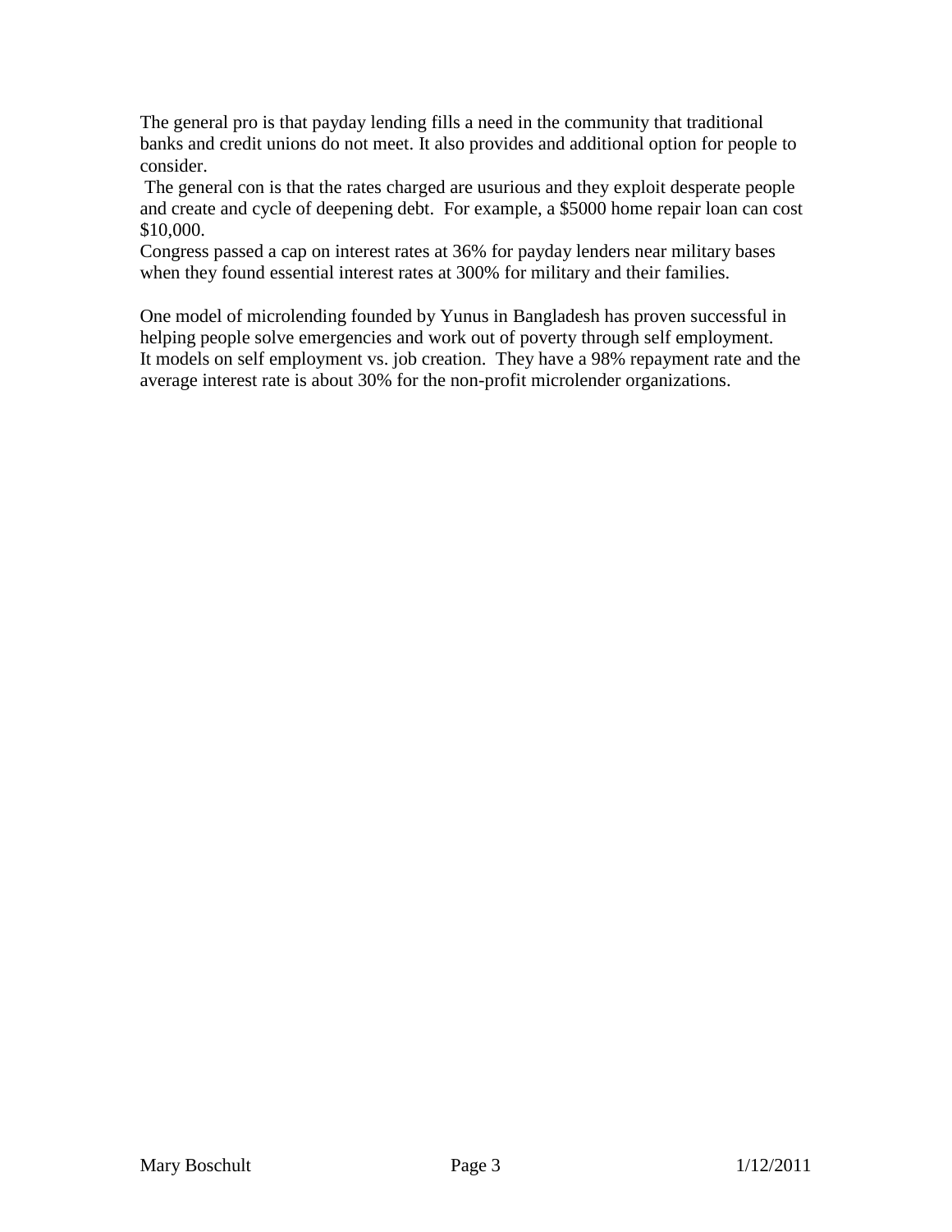The general pro is that payday lending fills a need in the community that traditional banks and credit unions do not meet. It also provides and additional option for people to consider.

The general con is that the rates charged are usurious and they exploit desperate people and create and cycle of deepening debt. For example, a $5000 home repair loan can cost $10,000.

Congress passed a cap on interest rates at 36% for payday lenders near military bases when they found essential interest rates at 300% for military and their families.

One model of microlending founded by Yunus in Bangladesh has proven successful in helping people solve emergencies and work out of poverty through self employment. It models on self employment vs. job creation. They have a 98% repayment rate and the average interest rate is about 30% for the non-profit microlender organizations.